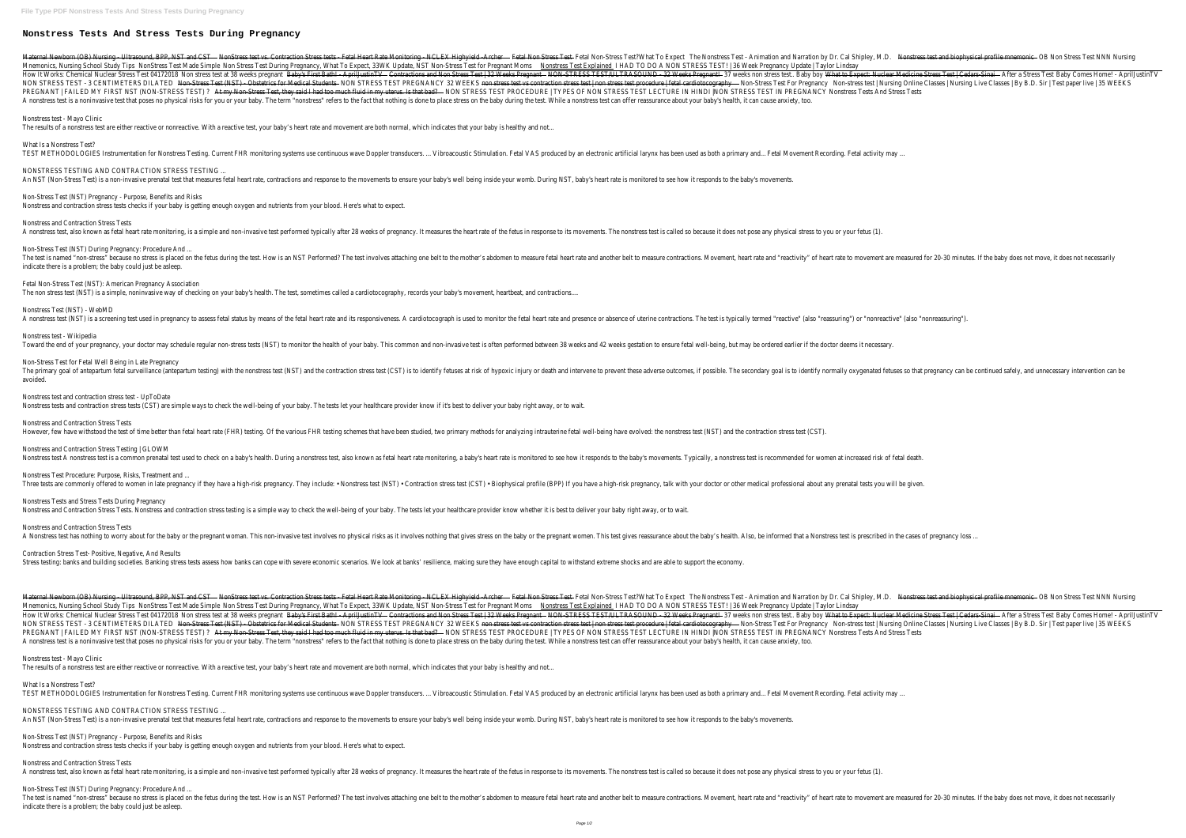// File Type PDF Nonstress Tests And Stress Tests During Pregnancy

# Nonstress Tests And Stress Tests During Pregnancy

Maternal Newborn (OB) Nursing - Ultrasound, BPP, NST and CST NonStress test vs. Contraction Stress tests - Fetal Heart Rate Monitoring - NCLEX Highyield -Archer Fetal Non Stress Test Fetal Non-Stress Test?What To Expect The Nonstress Test - Animation and Narration by Dr. Cal Shipley, M.D. Nonstress test and biophysical profile mnemonic OB Non Stress Test NNN Nursing Mnemonics, Nursing School Study Tips NonStress Test Made Simple Non Stress Test During Pregnancy, What To Expect, 33WK Update, NST Non-Stress Test for Pregnant Moms Nonstress Test Explained I HAD TO DO A NON STRESS TEST! | 36 Week Pregnancy Update | Taylor Lindsay

How It Works: Chemical Nuclear Stress Test 04172018 Non stress test at 38 weeks pregnant Baby's First Bath! - AprilJustinTV Contractions and Non Stress Test | 32 Weeks Pregnant NON-STRESS TEST/ULTRASOUND - 32 Weeks Pregnant! 37 weeks non stress test.. Baby boy What to Expect: Nuclear Medicine Stress Test | Cedars-Sinai After a Stress Test Baby Comes Home! - AprilJustinTV NON STRESS TEST - 3 CENTIMETERS DILATED Non-Stress Test (NST) - Obstetrics for Medical Students NON STRESS TEST PREGNANCY 32 WEEKS non stress test vs contraction stress test | non stress test procedure | fetal cardiotocography Non-Stress Test For Pregnancy Non-stress test | Nursing Online Classes | Nursing Live Classes | By B.D. Sir | Test paper live | 35 WEEKS PREGNANT | FAILED MY FIRST NST (NON-STRESS TEST) ? At my Non-Stress Test, they said I had too much fluid in my uterus. Is that bad? NON STRESS TEST PROCEDURE | TYPES OF NON STRESS TEST LECTURE IN HINDI |NON STRESS TEST IN PREGNANCY Nonstress Tests And Stress Tests

A nonstress test is a noninvasive test that poses no physical risks for you or your baby. The term "nonstress" refers to the fact that nothing is done to place stress on the baby during the test. While a nonstress test can offer reassurance about your baby's health, it can cause anxiety, too.

Nonstress test - Mayo Clinic

The results of a nonstress test are either reactive or nonreactive. With a reactive test, your baby's heart rate and movement are both normal, which indicates that your baby is healthy and not...

What Is a Nonstress Test?

TEST METHODOLOGIES Instrumentation for Nonstress Testing. Current FHR monitoring systems use continuous wave Doppler transducers. ... Vibroacoustic Stimulation. Fetal VAS produced by an electronic artificial larynx has been used as both a primary and... Fetal Movement Recording. Fetal activity may ...

NONSTRESS TESTING AND CONTRACTION STRESS TESTING ...

An NST (Non-Stress Test) is a non-invasive prenatal test that measures fetal heart rate, contractions and response to the movements to ensure your baby's well being inside your womb. During NST, baby's heart rate is monitored to see how it responds to the baby's movements.

Non-Stress Test (NST) Pregnancy - Purpose, Benefits and Risks

Nonstress and contraction stress tests checks if your baby is getting enough oxygen and nutrients from your blood. Here's what to expect.

Nonstress and Contraction Stress Tests

A nonstress test, also known as fetal heart rate monitoring, is a simple and non-invasive test performed typically after 28 weeks of pregnancy. It measures the heart rate of the fetus in response to its movements. The nonstress test is called so because it does not pose any physical stress to you or your fetus (1).

Non-Stress Test (NST) During Pregnancy: Procedure And ...

The test is named "non-stress" because no stress is placed on the fetus during the test. How is an NST Performed? The test involves attaching one belt to the mother's abdomen to measure fetal heart rate and another belt to measure contractions. Movement, heart rate and "reactivity" of heart rate to movement are measured for 20-30 minutes. If the baby does not move, it does not necessarily indicate there is a problem; the baby could just be asleep.

Fetal Non-Stress Test (NST): American Pregnancy Association

The non stress test (NST) is a simple, noninvasive way of checking on your baby's health. The test, sometimes called a cardiotocography, records your baby's movement, heartbeat, and contractions....

Nonstress Test (NST) - WebMD

A nonstress test (NST) is a screening test used in pregnancy to assess fetal status by means of the fetal heart rate and its responsiveness. A cardiotocograph is used to monitor the fetal heart rate and presence or absence of uterine contractions. The test is typically termed "reactive" (also "reassuring") or "nonreactive" (also "nonreassuring").

Nonstress test - Wikipedia

Toward the end of your pregnancy, your doctor may schedule regular non-stress tests (NST) to monitor the health of your baby. This common and non-invasive test is often performed between 38 weeks and 42 weeks gestation to ensure fetal well-being, but may be ordered earlier if the doctor deems it necessary.

Non-Stress Test for Fetal Well Being in Late Pregnancy

The primary goal of antepartum fetal surveillance (antepartum testing) with the nonstress test (NST) and the contraction stress test (CST) is to identify fetuses at risk of hypoxic injury or death and intervene to prevent these adverse outcomes, if possible. The secondary goal is to identify normally oxygenated fetuses so that pregnancy can be continued safely, and unnecessary intervention can be avoided.

Nonstress test and contraction stress test - UpToDate

Nonstress tests and contraction stress tests (CST) are simple ways to check the well-being of your baby. The tests let your healthcare provider know if it's best to deliver your baby right away, or to wait.

Nonstress and Contraction Stress Tests

However, few have withstood the test of time better than fetal heart rate (FHR) testing. Of the various FHR testing schemes that have been studied, two primary methods for analyzing intrauterine fetal well-being have evolved: the nonstress test (NST) and the contraction stress test (CST).

Nonstress and Contraction Stress Testing | GLOWM

Nonstress test A nonstress test is a common prenatal test used to check on a baby's health. During a nonstress test, also known as fetal heart rate monitoring, a baby's heart rate is monitored to see how it responds to the baby's movements. Typically, a nonstress test is recommended for women at increased risk of fetal death.

Nonstress Test Procedure: Purpose, Risks, Treatment and ...

Three tests are commonly offered to women in late pregnancy if they have a high-risk pregnancy. They include: • Nonstress test (NST) • Contraction stress test (CST) • Biophysical profile (BPP) If you have a high-risk pregnancy, talk with your doctor or other medical professional about any prenatal tests you will be given.

Nonstress Tests and Stress Tests During Pregnancy

Nonstress and Contraction Stress Tests. Nonstress and contraction stress testing is a simple way to check the well-being of your baby. The tests let your healthcare provider know whether it is best to deliver your baby right away, or to wait.

Nonstress and Contraction Stress Tests

A Nonstress test has nothing to worry about for the baby or the pregnant woman. This non-invasive test involves no physical risks as it involves nothing that gives stress on the baby or the pregnant women. This test gives reassurance about the baby's health. Also, be informed that a Nonstress test is prescribed in the cases of pregnancy loss ...

Contraction Stress Test- Positive, Negative, And Results

Stress testing: banks and building societies. Banking stress tests assess how banks can cope with severe economic scenarios. We look at banks' resilience, making sure they have enough capital to withstand extreme shocks and are able to support the economy.

Maternal Newborn (OB) Nursing - Ultrasound, BPP, NST and CST NonStress test vs. Contraction Stress tests - Fetal Heart Rate Monitoring - NCLEX Highyield -Archer Fetal Non Stress Test Fetal Non-Stress Test?What To Expect The Nonstress Test - Animation and Narration by Dr. Cal Shipley, M.D. Nonstress test and biophysical profile mnemonic OB Non Stress Test NNN Nursing Mnemonics, Nursing School Study Tips NonStress Test Made Simple Non Stress Test During Pregnancy, What To Expect, 33WK Update, NST Non-Stress Test for Pregnant Moms Nonstress Test Explained I HAD TO DO A NON STRESS TEST! | 36 Week Pregnancy Update | Taylor Lindsay

How It Works: Chemical Nuclear Stress Test 04172018 Non stress test at 38 weeks pregnant Baby's First Bath! - AprilJustinTV Contractions and Non Stress Test | 32 Weeks Pregnant NON-STRESS TEST/ULTRASOUND - 32 Weeks Pregnant! 37 weeks non stress test.. Baby boy What to Expect: Nuclear Medicine Stress Test | Cedars-Sinai After a Stress Test Baby Comes Home! - AprilJustinTV NON STRESS TEST - 3 CENTIMETERS DILATED Non-Stress Test (NST) - Obstetrics for Medical Students NON STRESS TEST PREGNANCY 32 WEEKS non stress test vs contraction stress test | non stress test procedure | fetal cardiotocography Non-Stress Test For Pregnancy Non-stress test | Nursing Online Classes | Nursing Live Classes | By B.D. Sir | Test paper live | 35 WEEKS PREGNANT | FAILED MY FIRST NST (NON-STRESS TEST) ? At my Non-Stress Test, they said I had too much fluid in my uterus. Is that bad? NON STRESS TEST PROCEDURE | TYPES OF NON STRESS TEST LECTURE IN HINDI |NON STRESS TEST IN PREGNANCY Nonstress Tests And Stress Tests

A nonstress test is a noninvasive test that poses no physical risks for you or your baby. The term "nonstress" refers to the fact that nothing is done to place stress on the baby during the test. While a nonstress test can offer reassurance about your baby's health, it can cause anxiety, too.

Nonstress test - Mayo Clinic

The results of a nonstress test are either reactive or nonreactive. With a reactive test, your baby's heart rate and movement are both normal, which indicates that your baby is healthy and not...

What Is a Nonstress Test?

TEST METHODOLOGIES Instrumentation for Nonstress Testing. Current FHR monitoring systems use continuous wave Doppler transducers. ... Vibroacoustic Stimulation. Fetal VAS produced by an electronic artificial larynx has been used as both a primary and... Fetal Movement Recording. Fetal activity may ...

NONSTRESS TESTING AND CONTRACTION STRESS TESTING ...

An NST (Non-Stress Test) is a non-invasive prenatal test that measures fetal heart rate, contractions and response to the movements to ensure your baby's well being inside your womb. During NST, baby's heart rate is monitored to see how it responds to the baby's movements.

Non-Stress Test (NST) Pregnancy - Purpose, Benefits and Risks

Nonstress and contraction stress tests checks if your baby is getting enough oxygen and nutrients from your blood. Here's what to expect.

Nonstress and Contraction Stress Tests

A nonstress test, also known as fetal heart rate monitoring, is a simple and non-invasive test performed typically after 28 weeks of pregnancy. It measures the heart rate of the fetus in response to its movements. The nonstress test is called so because it does not pose any physical stress to you or your fetus (1).

Non-Stress Test (NST) During Pregnancy: Procedure And ...

The test is named "non-stress" because no stress is placed on the fetus during the test. How is an NST Performed? The test involves attaching one belt to the mother's abdomen to measure fetal heart rate and another belt to measure contractions. Movement, heart rate and "reactivity" of heart rate to movement are measured for 20-30 minutes. If the baby does not move, it does not necessarily indicate there is a problem; the baby could just be asleep.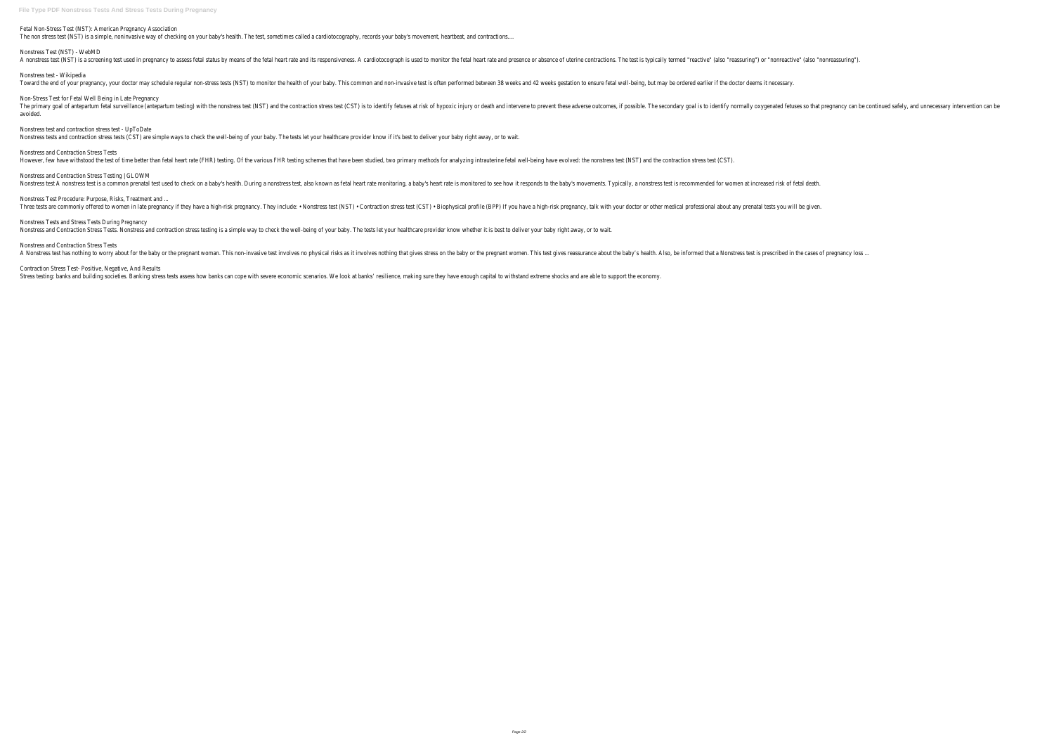Fetal Non-Stress Test (NST): American Pregnancy Association
The non stress test (NST) is a simple, noninvasive way of checking on your baby's health. The test, sometimes called a cardiotocography, records your baby's movement, heartbeat, and contractions....

Nonstress Test (NST) - WebMD
A nonstress test (NST) is a screening test used in pregnancy to assess fetal status by means of the fetal heart rate and its responsiveness. A cardiotocograph is used to monitor the fetal heart rate and presence or absence of uterine contractions. The test is typically termed "reactive" (also "reassuring") or "nonreactive" (also "nonreassuring").

Nonstress test - Wikipedia
Toward the end of your pregnancy, your doctor may schedule regular non-stress tests (NST) to monitor the health of your baby. This common and non-invasive test is often performed between 38 weeks and 42 weeks gestation to ensure fetal well-being, but may be ordered earlier if the doctor deems it necessary.

Non-Stress Test for Fetal Well Being in Late Pregnancy
The primary goal of antepartum fetal surveillance (antepartum testing) with the nonstress test (NST) and the contraction stress test (CST) is to identify fetuses at risk of hypoxic injury or death and intervene to prevent these adverse outcomes, if possible. The secondary goal is to identify normally oxygenated fetuses so that pregnancy can be continued safely, and unnecessary intervention can be avoided.

Nonstress test and contraction stress test - UpToDate
Nonstress tests and contraction stress tests (CST) are simple ways to check the well-being of your baby. The tests let your healthcare provider know if it's best to deliver your baby right away, or to wait.

Nonstress and Contraction Stress Tests
However, few have withstood the test of time better than fetal heart rate (FHR) testing. Of the various FHR testing schemes that have been studied, two primary methods for analyzing intrauterine fetal well-being have evolved: the nonstress test (NST) and the contraction stress test (CST).

Nonstress and Contraction Stress Testing | GLOWM
Nonstress test A nonstress test is a common prenatal test used to check on a baby's health. During a nonstress test, also known as fetal heart rate monitoring, a baby's heart rate is monitored to see how it responds to the baby's movements. Typically, a nonstress test is recommended for women at increased risk of fetal death.

Nonstress Test Procedure: Purpose, Risks, Treatment and ...
Three tests are commonly offered to women in late pregnancy if they have a high-risk pregnancy. They include: • Nonstress test (NST) • Contraction stress test (CST) • Biophysical profile (BPP) If you have a high-risk pregnancy, talk with your doctor or other medical professional about any prenatal tests you will be given.

Nonstress Tests and Stress Tests During Pregnancy
Nonstress and Contraction Stress Tests. Nonstress and contraction stress testing is a simple way to check the well-being of your baby. The tests let your healthcare provider know whether it is best to deliver your baby right away, or to wait.

Nonstress and Contraction Stress Tests
A Nonstress test has nothing to worry about for the baby or the pregnant woman. This non-invasive test involves no physical risks as it involves nothing that gives stress on the baby or the pregnant women. This test gives reassurance about the baby's health. Also, be informed that a Nonstress test is prescribed in the cases of pregnancy loss ...

Contraction Stress Test- Positive, Negative, And Results
Stress testing: banks and building societies. Banking stress tests assess how banks can cope with severe economic scenarios. We look at banks' resilience, making sure they have enough capital to withstand extreme shocks and are able to support the economy.